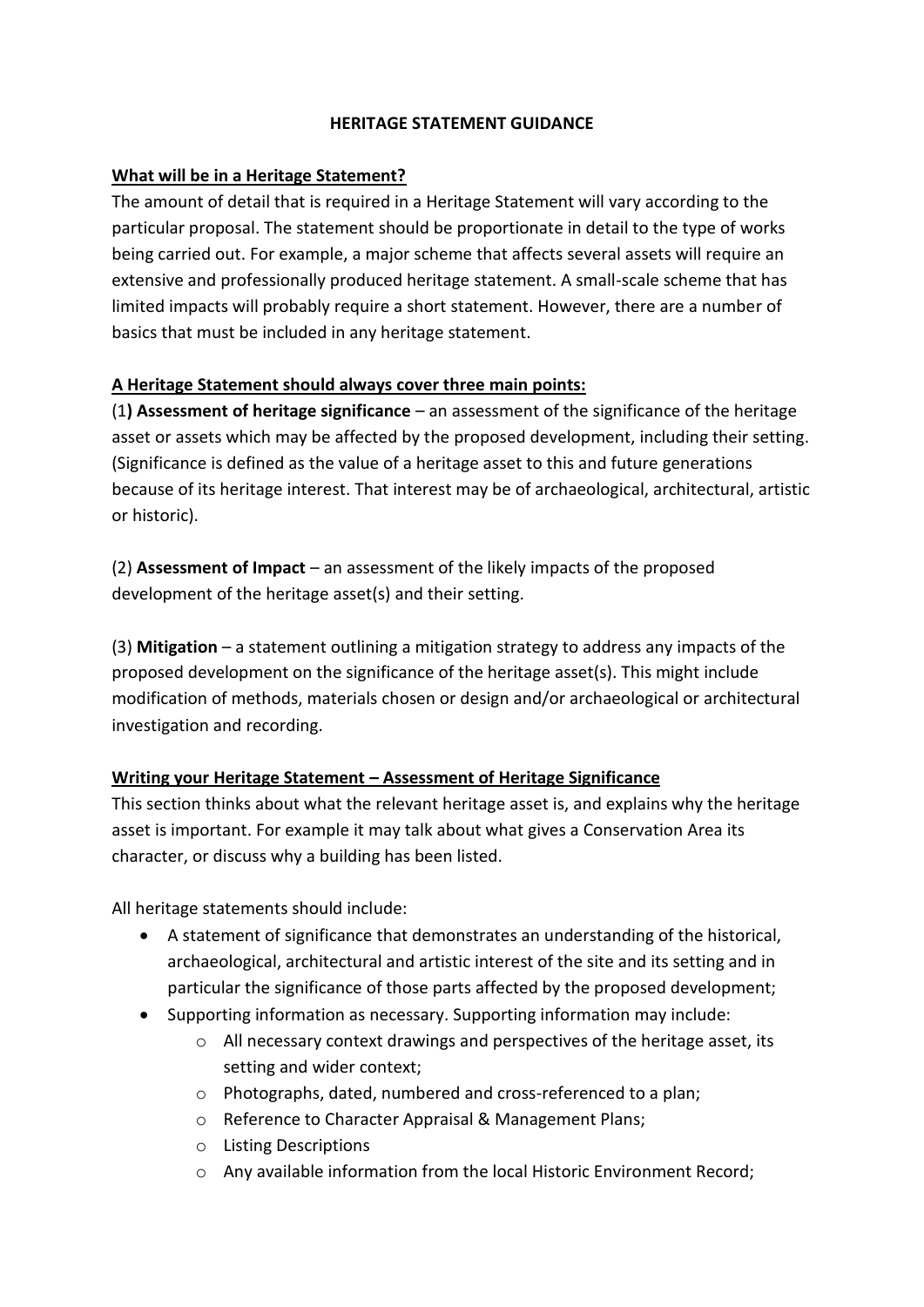# HERITAGE STATEMENT GUIDANCE

## What will be in a Heritage Statement?

The amount of detail that is required in a Heritage Statement will vary according to the particular proposal. The statement should be proportionate in detail to the type of works being carried out. For example, a major scheme that affects several assets will require an extensive and professionally produced heritage statement. A small-scale scheme that has limited impacts will probably require a short statement. However, there are a number of basics that must be included in any heritage statement.

## A Heritage Statement should always cover three main points:

(1**) Assessment of heritage significance** – an assessment of the significance of the heritage asset or assets which may be affected by the proposed development, including their setting. (Significance is defined as the value of a heritage asset to this and future generations because of its heritage interest. That interest may be of archaeological, architectural, artistic or historic).

(2) **Assessment of Impact** – an assessment of the likely impacts of the proposed development of the heritage asset(s) and their setting.

(3) **Mitigation** – a statement outlining a mitigation strategy to address any impacts of the proposed development on the significance of the heritage asset(s). This might include modification of methods, materials chosen or design and/or archaeological or architectural investigation and recording.

## Writing your Heritage Statement – Assessment of Heritage Significance

This section thinks about what the relevant heritage asset is, and explains why the heritage asset is important. For example it may talk about what gives a Conservation Area its character, or discuss why a building has been listed.

All heritage statements should include:

- A statement of significance that demonstrates an understanding of the historical, archaeological, architectural and artistic interest of the site and its setting and in particular the significance of those parts affected by the proposed development;
- Supporting information as necessary. Supporting information may include:
  - All necessary context drawings and perspectives of the heritage asset, its setting and wider context;
  - Photographs, dated, numbered and cross-referenced to a plan;
  - Reference to Character Appraisal & Management Plans;
  - Listing Descriptions
  - Any available information from the local Historic Environment Record;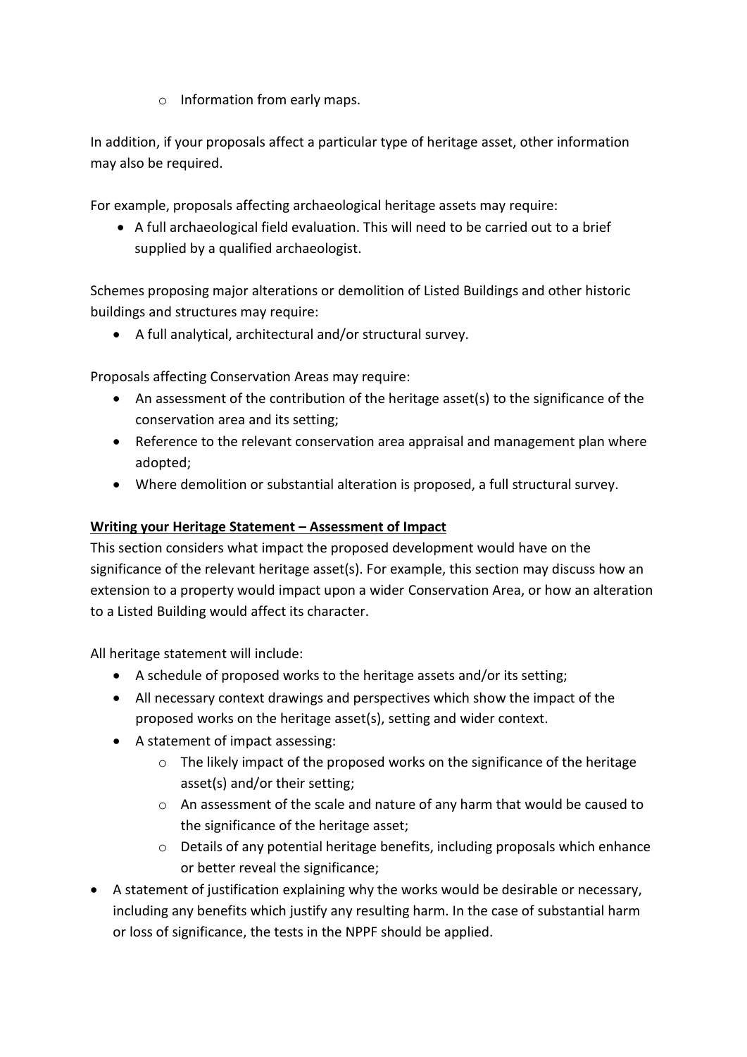- Information from early maps.

In addition, if your proposals affect a particular type of heritage asset, other information may also be required.

For example, proposals affecting archaeological heritage assets may require:

- A full archaeological field evaluation. This will need to be carried out to a brief supplied by a qualified archaeologist.

Schemes proposing major alterations or demolition of Listed Buildings and other historic buildings and structures may require:

- A full analytical, architectural and/or structural survey.

Proposals affecting Conservation Areas may require:

- An assessment of the contribution of the heritage asset(s) to the significance of the conservation area and its setting;
- Reference to the relevant conservation area appraisal and management plan where adopted;
- Where demolition or substantial alteration is proposed, a full structural survey.

**<u>Writing your Heritage Statement – Assessment of Impact</u>**

This section considers what impact the proposed development would have on the significance of the relevant heritage asset(s). For example, this section may discuss how an extension to a property would impact upon a wider Conservation Area, or how an alteration to a Listed Building would affect its character.

All heritage statement will include:

- A schedule of proposed works to the heritage assets and/or its setting;
- All necessary context drawings and perspectives which show the impact of the proposed works on the heritage asset(s), setting and wider context.
- A statement of impact assessing:
  - The likely impact of the proposed works on the significance of the heritage asset(s) and/or their setting;
  - An assessment of the scale and nature of any harm that would be caused to the significance of the heritage asset;
  - Details of any potential heritage benefits, including proposals which enhance or better reveal the significance;
- A statement of justification explaining why the works would be desirable or necessary, including any benefits which justify any resulting harm. In the case of substantial harm or loss of significance, the tests in the NPPF should be applied.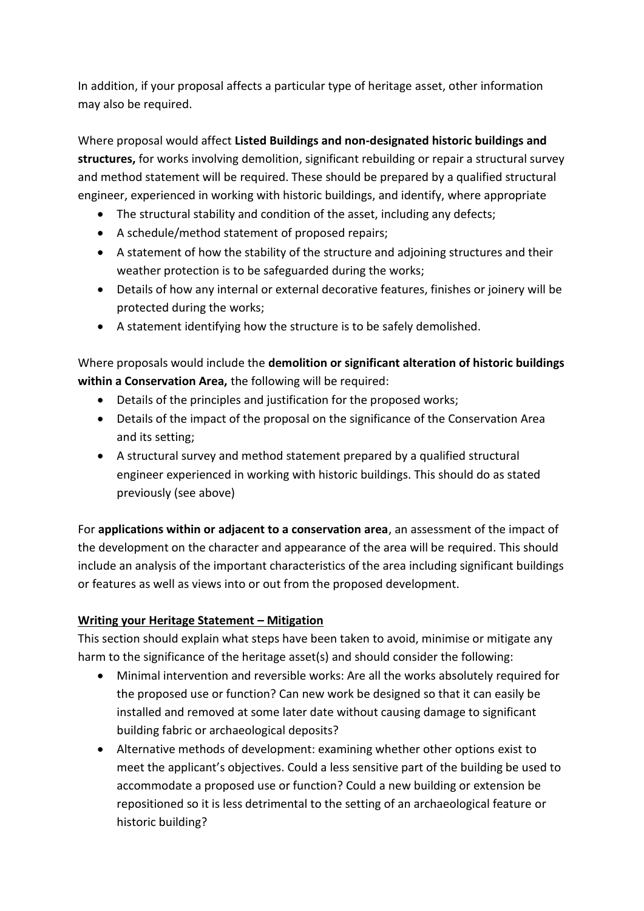In addition, if your proposal affects a particular type of heritage asset, other information may also be required.

Where proposal would affect **Listed Buildings and non-designated historic buildings and structures,** for works involving demolition, significant rebuilding or repair a structural survey and method statement will be required. These should be prepared by a qualified structural engineer, experienced in working with historic buildings, and identify, where appropriate

- The structural stability and condition of the asset, including any defects;
- A schedule/method statement of proposed repairs;
- A statement of how the stability of the structure and adjoining structures and their weather protection is to be safeguarded during the works;
- Details of how any internal or external decorative features, finishes or joinery will be protected during the works;
- A statement identifying how the structure is to be safely demolished.

Where proposals would include the **demolition or significant alteration of historic buildings within a Conservation Area,** the following will be required:

- Details of the principles and justification for the proposed works;
- Details of the impact of the proposal on the significance of the Conservation Area and its setting;
- A structural survey and method statement prepared by a qualified structural engineer experienced in working with historic buildings. This should do as stated previously (see above)

For **applications within or adjacent to a conservation area**, an assessment of the impact of the development on the character and appearance of the area will be required. This should include an analysis of the important characteristics of the area including significant buildings or features as well as views into or out from the proposed development.

**<u>Writing your Heritage Statement – Mitigation</u>**

This section should explain what steps have been taken to avoid, minimise or mitigate any harm to the significance of the heritage asset(s) and should consider the following:

- Minimal intervention and reversible works: Are all the works absolutely required for the proposed use or function? Can new work be designed so that it can easily be installed and removed at some later date without causing damage to significant building fabric or archaeological deposits?
- Alternative methods of development: examining whether other options exist to meet the applicant's objectives. Could a less sensitive part of the building be used to accommodate a proposed use or function? Could a new building or extension be repositioned so it is less detrimental to the setting of an archaeological feature or historic building?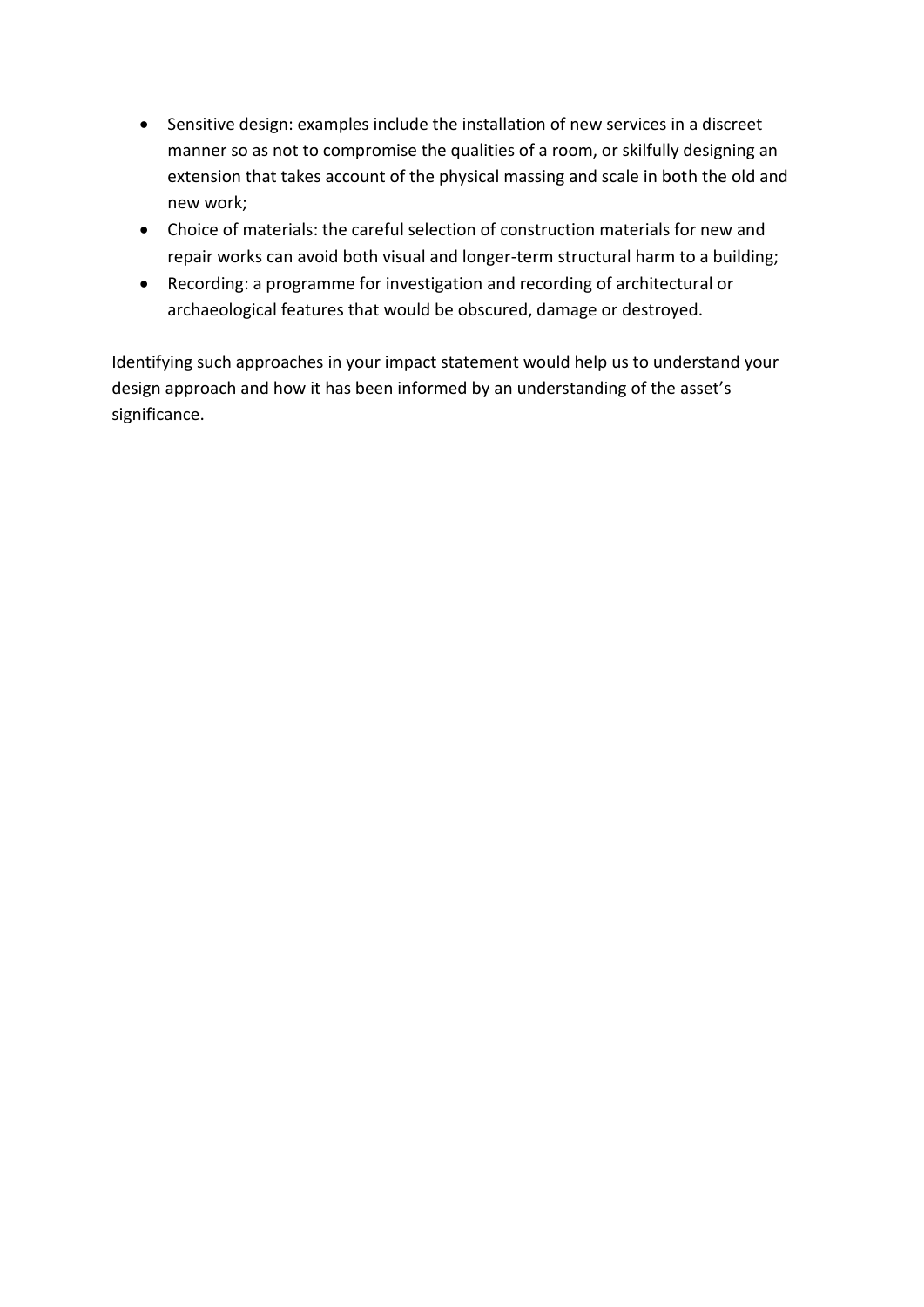- Sensitive design: examples include the installation of new services in a discreet manner so as not to compromise the qualities of a room, or skilfully designing an extension that takes account of the physical massing and scale in both the old and new work;
- Choice of materials: the careful selection of construction materials for new and repair works can avoid both visual and longer-term structural harm to a building;
- Recording: a programme for investigation and recording of architectural or archaeological features that would be obscured, damage or destroyed.

Identifying such approaches in your impact statement would help us to understand your design approach and how it has been informed by an understanding of the asset's significance.